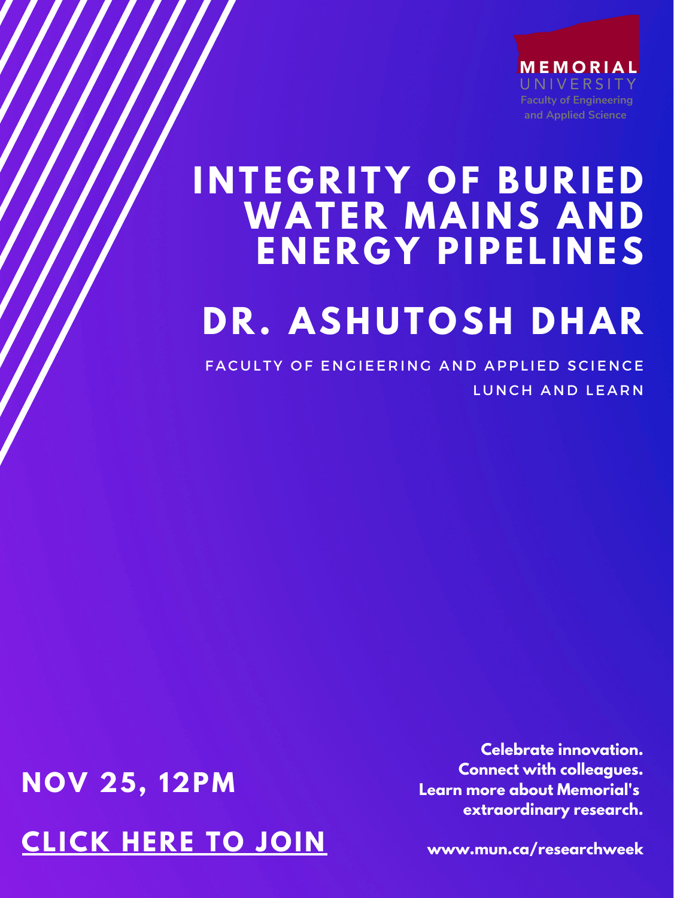MEMORIAL
UNIVERSITY
Faculty of Engineering and Applied Science

# INTEGRITY OF BURIED WATER MAINS AND ENERGY PIPELINES

## DR. ASHUTOSH DHAR

FACULTY OF ENGIEERING AND APPLIED SCIENCE

LUNCH AND LEARN

**NOV 25, 12PM**

**CLICK HERE TO JOIN**

**Celebrate innovation.**
**Connect with colleagues.**
**Learn more about Memorial's extraordinary research.**

**www.mun.ca/researchweek**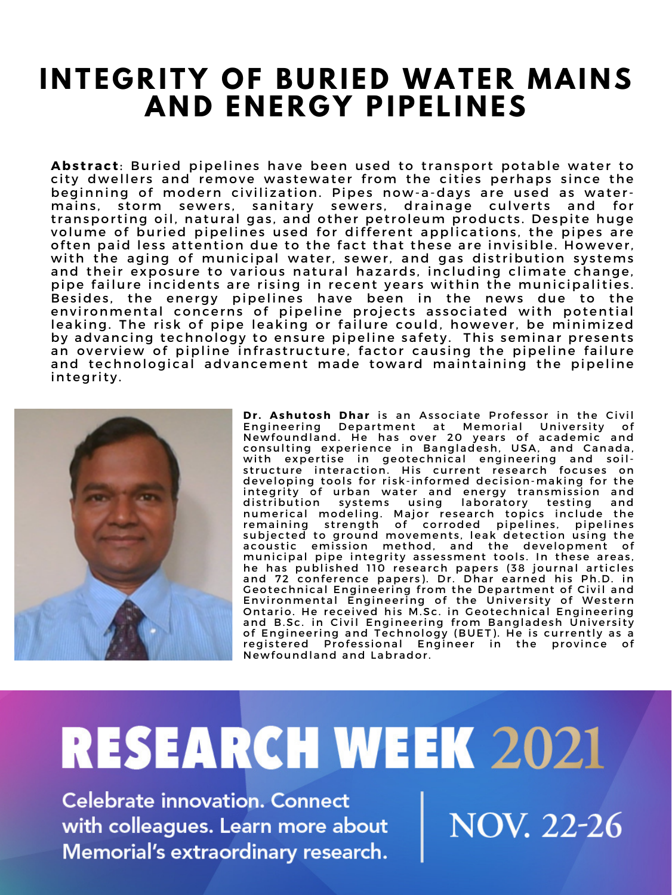# INTEGRITY OF BURIED WATER MAINS AND ENERGY PIPELINES

**Abstract**: Buried pipelines have been used to transport potable water to city dwellers and remove wastewater from the cities perhaps since the beginning of modern civilization. Pipes now-a-days are used as water-mains, storm sewers, sanitary sewers, drainage culverts and for transporting oil, natural gas, and other petroleum products. Despite huge volume of buried pipelines used for different applications, the pipes are often paid less attention due to the fact that these are invisible. However, with the aging of municipal water, sewer, and gas distribution systems and their exposure to various natural hazards, including climate change, pipe failure incidents are rising in recent years within the municipalities. Besides, the energy pipelines have been in the news due to the environmental concerns of pipeline projects associated with potential leaking. The risk of pipe leaking or failure could, however, be minimized by advancing technology to ensure pipeline safety. This seminar presents an overview of pipline infrastructure, factor causing the pipeline failure and technological advancement made toward maintaining the pipeline integrity.

**Dr. Ashutosh Dhar** is an Associate Professor in the Civil Engineering Department at Memorial University of Newfoundland. He has over 20 years of academic and consulting experience in Bangladesh, USA, and Canada, with expertise in geotechnical engineering and soil-structure interaction. His current research focuses on developing tools for risk-informed decision-making for the integrity of urban water and energy transmission and distribution systems using laboratory testing and numerical modeling. Major research topics include the remaining strength of corroded pipelines, pipelines subjected to ground movements, leak detection using the acoustic emission method, and the development of municipal pipe integrity assessment tools. In these areas, he has published 110 research papers (38 journal articles and 72 conference papers). Dr. Dhar earned his Ph.D. in Geotechnical Engineering from the Department of Civil and Environmental Engineering of the University of Western Ontario. He received his M.Sc. in Geotechnical Engineering and B.Sc. in Civil Engineering from Bangladesh University of Engineering and Technology (BUET). He is currently as a registered Professional Engineer in the province of Newfoundland and Labrador.

# RESEARCH WEEK 2021

Celebrate innovation. Connect with colleagues. Learn more about Memorial's extraordinary research.

NOV. 22-26